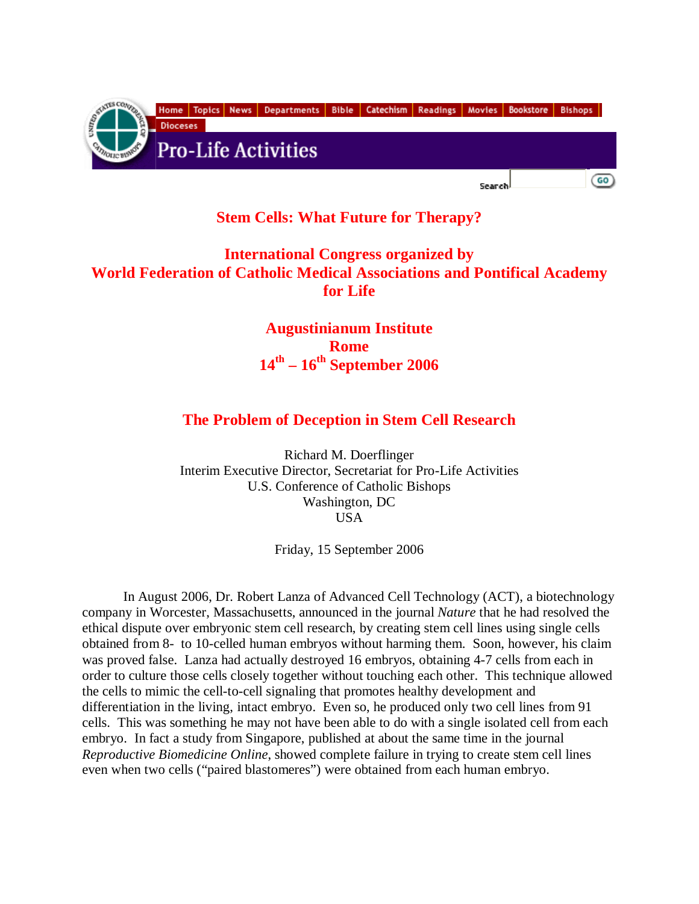# Stem Cells: What Future for Therapy?

## International Congress organized by World Federation of Catholic Medical Associations and Pontifical Academy for Life

## Augustinianum Institute
## Rome
## 14th – 16th September 2006

## The Problem of Deception in Stem Cell Research

Richard M. Doerflinger
Interim Executive Director, Secretariat for Pro-Life Activities
U.S. Conference of Catholic Bishops
Washington, DC
USA

Friday, 15 September 2006

In August 2006, Dr. Robert Lanza of Advanced Cell Technology (ACT), a biotechnology company in Worcester, Massachusetts, announced in the journal *Nature* that he had resolved the ethical dispute over embryonic stem cell research, by creating stem cell lines using single cells obtained from 8- to 10-celled human embryos without harming them. Soon, however, his claim was proved false. Lanza had actually destroyed 16 embryos, obtaining 4-7 cells from each in order to culture those cells closely together without touching each other. This technique allowed the cells to mimic the cell-to-cell signaling that promotes healthy development and differentiation in the living, intact embryo. Even so, he produced only two cell lines from 91 cells. This was something he may not have been able to do with a single isolated cell from each embryo. In fact a study from Singapore, published at about the same time in the journal *Reproductive Biomedicine Online*, showed complete failure in trying to create stem cell lines even when two cells ("paired blastomeres") were obtained from each human embryo.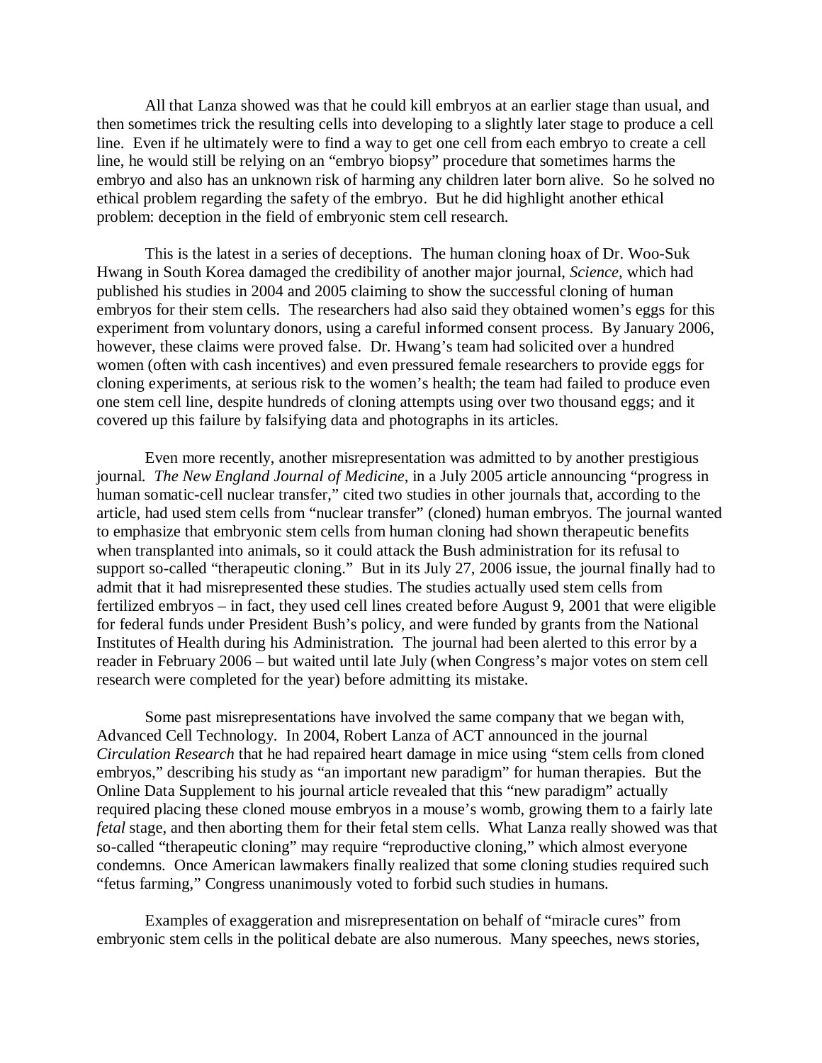All that Lanza showed was that he could kill embryos at an earlier stage than usual, and then sometimes trick the resulting cells into developing to a slightly later stage to produce a cell line. Even if he ultimately were to find a way to get one cell from each embryo to create a cell line, he would still be relying on an "embryo biopsy" procedure that sometimes harms the embryo and also has an unknown risk of harming any children later born alive. So he solved no ethical problem regarding the safety of the embryo. But he did highlight another ethical problem: deception in the field of embryonic stem cell research.

This is the latest in a series of deceptions. The human cloning hoax of Dr. Woo-Suk Hwang in South Korea damaged the credibility of another major journal, *Science*, which had published his studies in 2004 and 2005 claiming to show the successful cloning of human embryos for their stem cells. The researchers had also said they obtained women's eggs for this experiment from voluntary donors, using a careful informed consent process. By January 2006, however, these claims were proved false. Dr. Hwang's team had solicited over a hundred women (often with cash incentives) and even pressured female researchers to provide eggs for cloning experiments, at serious risk to the women's health; the team had failed to produce even one stem cell line, despite hundreds of cloning attempts using over two thousand eggs; and it covered up this failure by falsifying data and photographs in its articles.

Even more recently, another misrepresentation was admitted to by another prestigious journal. *The New England Journal of Medicine*, in a July 2005 article announcing "progress in human somatic-cell nuclear transfer," cited two studies in other journals that, according to the article, had used stem cells from "nuclear transfer" (cloned) human embryos. The journal wanted to emphasize that embryonic stem cells from human cloning had shown therapeutic benefits when transplanted into animals, so it could attack the Bush administration for its refusal to support so-called "therapeutic cloning." But in its July 27, 2006 issue, the journal finally had to admit that it had misrepresented these studies. The studies actually used stem cells from fertilized embryos – in fact, they used cell lines created before August 9, 2001 that were eligible for federal funds under President Bush's policy, and were funded by grants from the National Institutes of Health during his Administration. The journal had been alerted to this error by a reader in February 2006 – but waited until late July (when Congress's major votes on stem cell research were completed for the year) before admitting its mistake.

Some past misrepresentations have involved the same company that we began with, Advanced Cell Technology. In 2004, Robert Lanza of ACT announced in the journal *Circulation Research* that he had repaired heart damage in mice using "stem cells from cloned embryos," describing his study as "an important new paradigm" for human therapies. But the Online Data Supplement to his journal article revealed that this "new paradigm" actually required placing these cloned mouse embryos in a mouse's womb, growing them to a fairly late *fetal* stage, and then aborting them for their fetal stem cells. What Lanza really showed was that so-called "therapeutic cloning" may require "reproductive cloning," which almost everyone condemns. Once American lawmakers finally realized that some cloning studies required such "fetus farming," Congress unanimously voted to forbid such studies in humans.

Examples of exaggeration and misrepresentation on behalf of "miracle cures" from embryonic stem cells in the political debate are also numerous. Many speeches, news stories,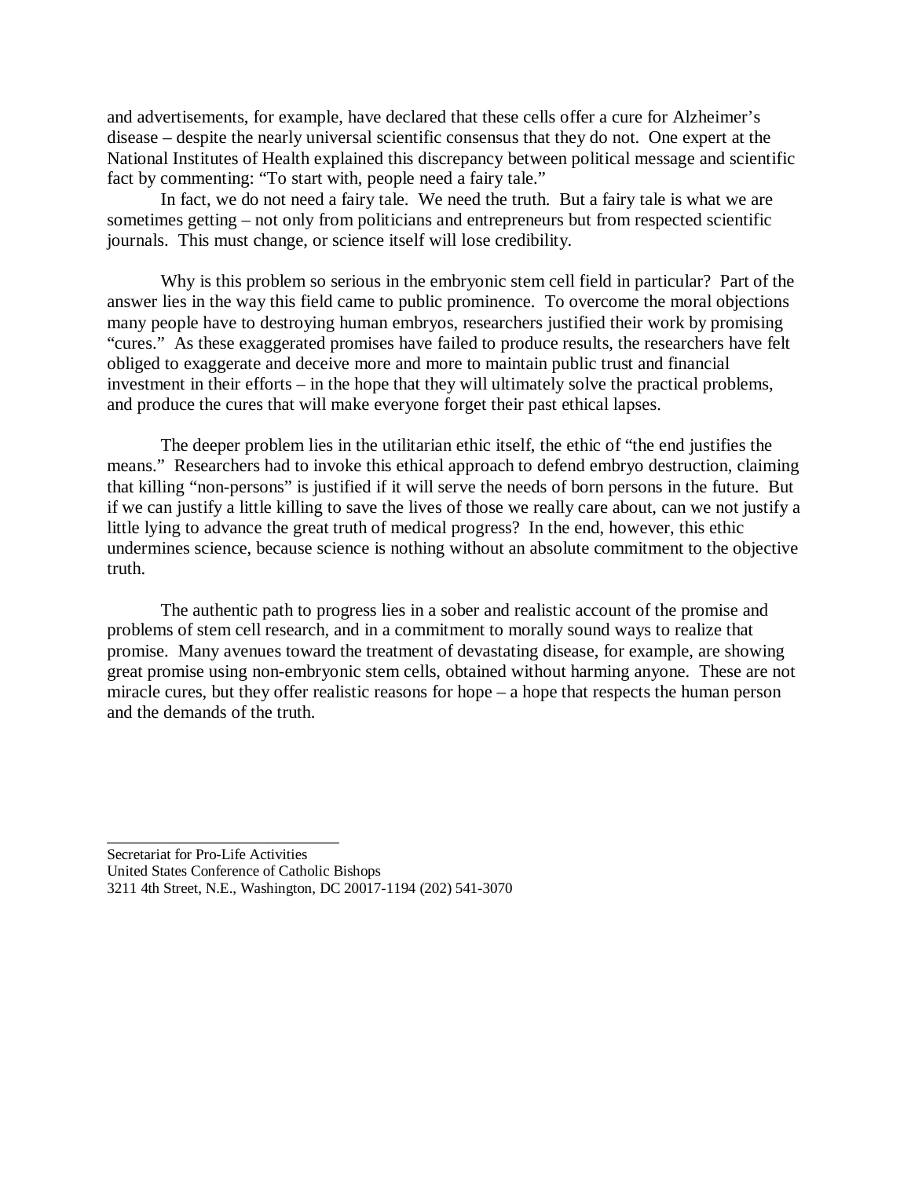and advertisements, for example, have declared that these cells offer a cure for Alzheimer's disease – despite the nearly universal scientific consensus that they do not. One expert at the National Institutes of Health explained this discrepancy between political message and scientific fact by commenting: "To start with, people need a fairy tale."

In fact, we do not need a fairy tale. We need the truth. But a fairy tale is what we are sometimes getting – not only from politicians and entrepreneurs but from respected scientific journals. This must change, or science itself will lose credibility.

Why is this problem so serious in the embryonic stem cell field in particular? Part of the answer lies in the way this field came to public prominence. To overcome the moral objections many people have to destroying human embryos, researchers justified their work by promising "cures." As these exaggerated promises have failed to produce results, the researchers have felt obliged to exaggerate and deceive more and more to maintain public trust and financial investment in their efforts – in the hope that they will ultimately solve the practical problems, and produce the cures that will make everyone forget their past ethical lapses.

The deeper problem lies in the utilitarian ethic itself, the ethic of "the end justifies the means." Researchers had to invoke this ethical approach to defend embryo destruction, claiming that killing "non-persons" is justified if it will serve the needs of born persons in the future. But if we can justify a little killing to save the lives of those we really care about, can we not justify a little lying to advance the great truth of medical progress? In the end, however, this ethic undermines science, because science is nothing without an absolute commitment to the objective truth.

The authentic path to progress lies in a sober and realistic account of the promise and problems of stem cell research, and in a commitment to morally sound ways to realize that promise. Many avenues toward the treatment of devastating disease, for example, are showing great promise using non-embryonic stem cells, obtained without harming anyone. These are not miracle cures, but they offer realistic reasons for hope – a hope that respects the human person and the demands of the truth.

---

Secretariat for Pro-Life Activities
United States Conference of Catholic Bishops
3211 4th Street, N.E., Washington, DC 20017-1194 (202) 541-3070